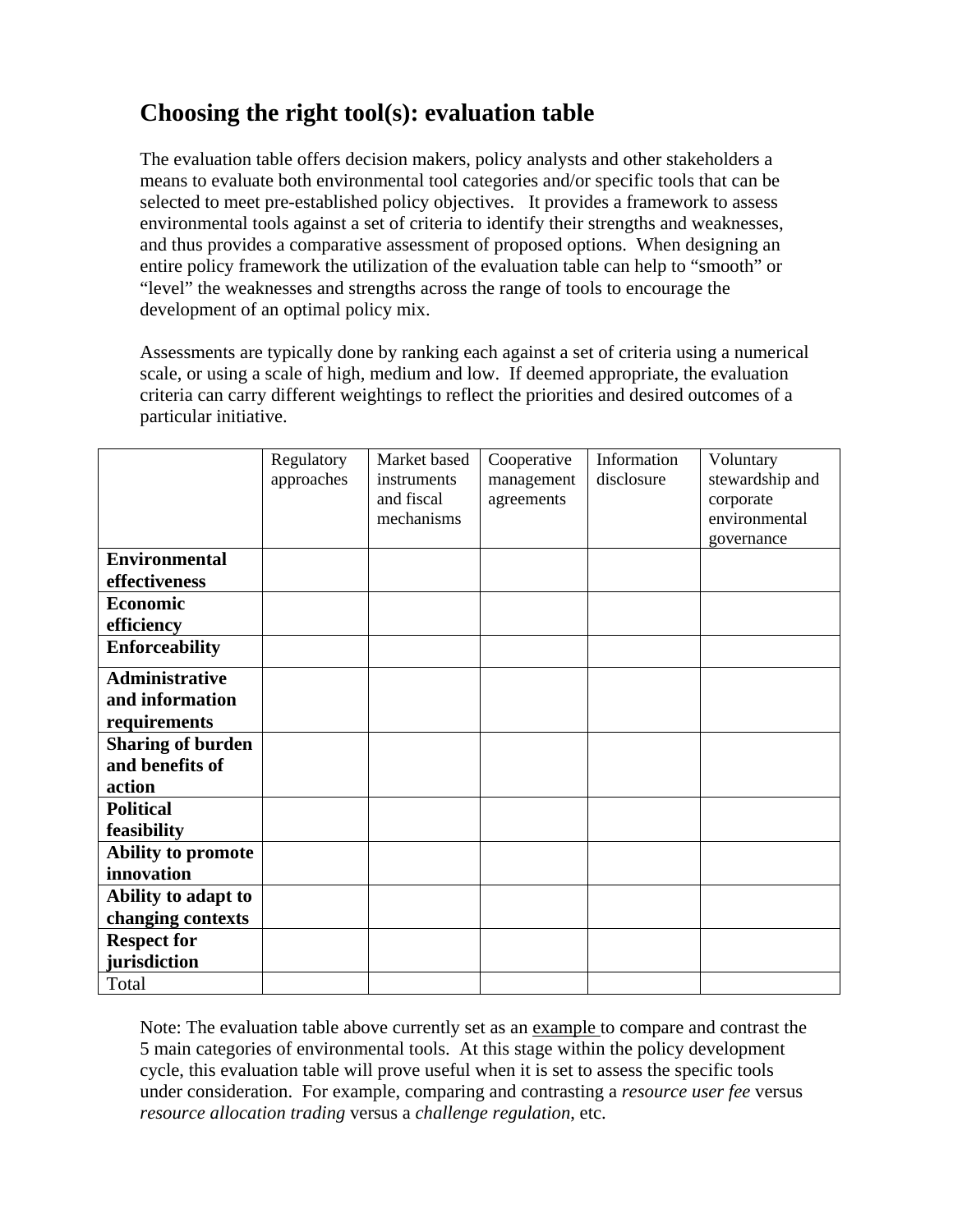# Choosing the right tool(s): evaluation table

The evaluation table offers decision makers, policy analysts and other stakeholders a means to evaluate both environmental tool categories and/or specific tools that can be selected to meet pre-established policy objectives. It provides a framework to assess environmental tools against a set of criteria to identify their strengths and weaknesses, and thus provides a comparative assessment of proposed options. When designing an entire policy framework the utilization of the evaluation table can help to "smooth" or "level" the weaknesses and strengths across the range of tools to encourage the development of an optimal policy mix.

Assessments are typically done by ranking each against a set of criteria using a numerical scale, or using a scale of high, medium and low. If deemed appropriate, the evaluation criteria can carry different weightings to reflect the priorities and desired outcomes of a particular initiative.

| | Regulatory approaches | Market based instruments and fiscal mechanisms | Cooperative management agreements | Information disclosure | Voluntary stewardship and corporate environmental governance |
|---|---|---|---|---|---|
| **Environmental effectiveness** | | | | | |
| **Economic efficiency** | | | | | |
| **Enforceability** | | | | | |
| **Administrative and information requirements** | | | | | |
| **Sharing of burden and benefits of action** | | | | | |
| **Political feasibility** | | | | | |
| **Ability to promote innovation** | | | | | |
| **Ability to adapt to changing contexts** | | | | | |
| **Respect for jurisdiction** | | | | | |
| Total | | | | | |

Note: The evaluation table above currently set as an <u>example</u> to compare and contrast the 5 main categories of environmental tools. At this stage within the policy development cycle, this evaluation table will prove useful when it is set to assess the specific tools under consideration. For example, comparing and contrasting a *resource user fee* versus *resource allocation trading* versus a *challenge regulation*, etc.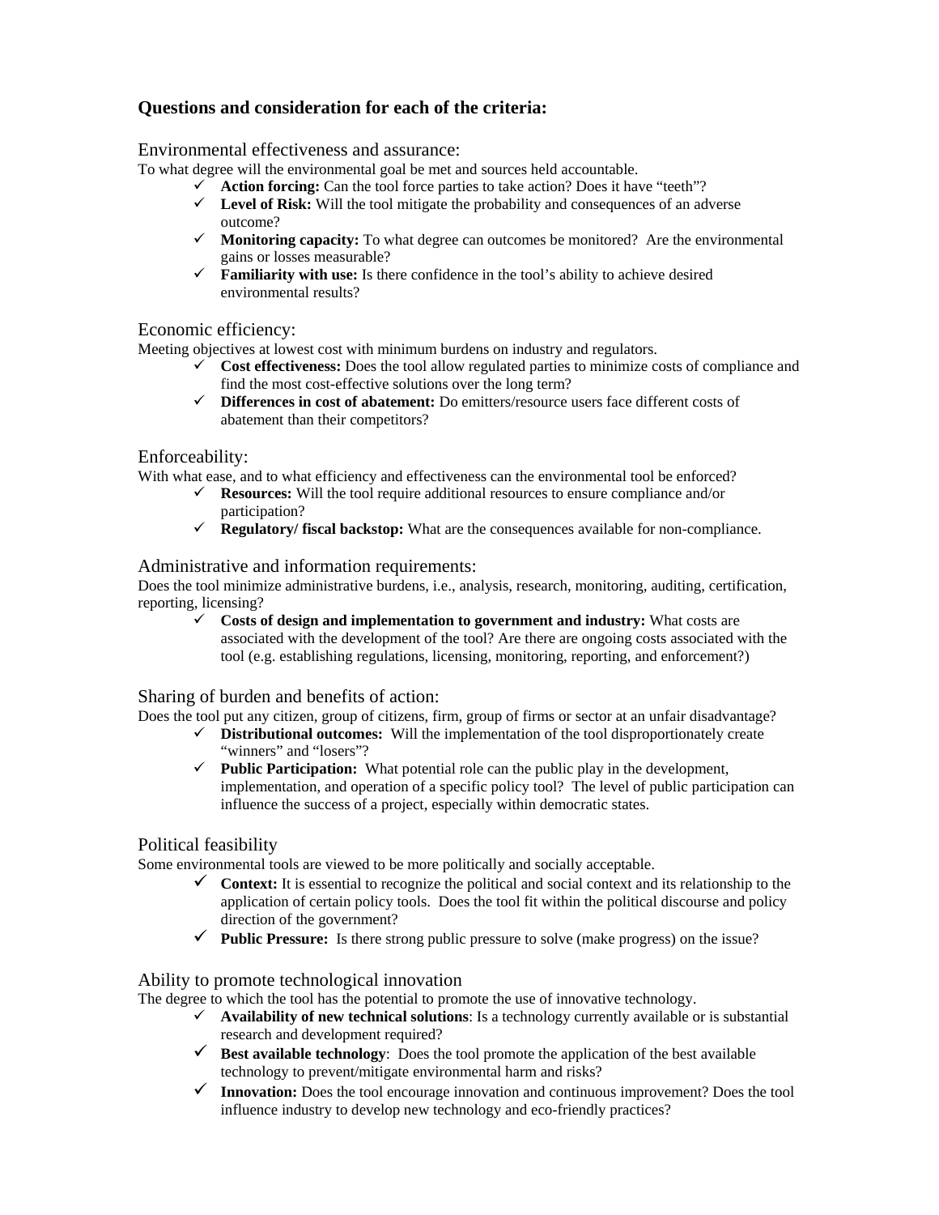## Questions and consideration for each of the criteria:

### Environmental effectiveness and assurance:

To what degree will the environmental goal be met and sources held accountable.

- ✓ **Action forcing:** Can the tool force parties to take action? Does it have "teeth"?
- ✓ **Level of Risk:** Will the tool mitigate the probability and consequences of an adverse outcome?
- ✓ **Monitoring capacity:** To what degree can outcomes be monitored? Are the environmental gains or losses measurable?
- ✓ **Familiarity with use:** Is there confidence in the tool's ability to achieve desired environmental results?

### Economic efficiency:

Meeting objectives at lowest cost with minimum burdens on industry and regulators.

- ✓ **Cost effectiveness:** Does the tool allow regulated parties to minimize costs of compliance and find the most cost-effective solutions over the long term?
- ✓ **Differences in cost of abatement:** Do emitters/resource users face different costs of abatement than their competitors?

### Enforceability:

With what ease, and to what efficiency and effectiveness can the environmental tool be enforced?

- ✓ **Resources:** Will the tool require additional resources to ensure compliance and/or participation?
- ✓ **Regulatory/ fiscal backstop:** What are the consequences available for non-compliance.

### Administrative and information requirements:

Does the tool minimize administrative burdens, i.e., analysis, research, monitoring, auditing, certification, reporting, licensing?

- ✓ **Costs of design and implementation to government and industry:** What costs are associated with the development of the tool? Are there are ongoing costs associated with the tool (e.g. establishing regulations, licensing, monitoring, reporting, and enforcement?)

### Sharing of burden and benefits of action:

Does the tool put any citizen, group of citizens, firm, group of firms or sector at an unfair disadvantage?

- ✓ **Distributional outcomes:** Will the implementation of the tool disproportionately create "winners" and "losers"?
- ✓ **Public Participation:** What potential role can the public play in the development, implementation, and operation of a specific policy tool? The level of public participation can influence the success of a project, especially within democratic states.

### Political feasibility

Some environmental tools are viewed to be more politically and socially acceptable.

- ✓ **Context:** It is essential to recognize the political and social context and its relationship to the application of certain policy tools. Does the tool fit within the political discourse and policy direction of the government?
- ✓ **Public Pressure:** Is there strong public pressure to solve (make progress) on the issue?

### Ability to promote technological innovation

The degree to which the tool has the potential to promote the use of innovative technology.

- ✓ **Availability of new technical solutions**: Is a technology currently available or is substantial research and development required?
- ✓ **Best available technology**: Does the tool promote the application of the best available technology to prevent/mitigate environmental harm and risks?
- ✓ **Innovation:** Does the tool encourage innovation and continuous improvement? Does the tool influence industry to develop new technology and eco-friendly practices?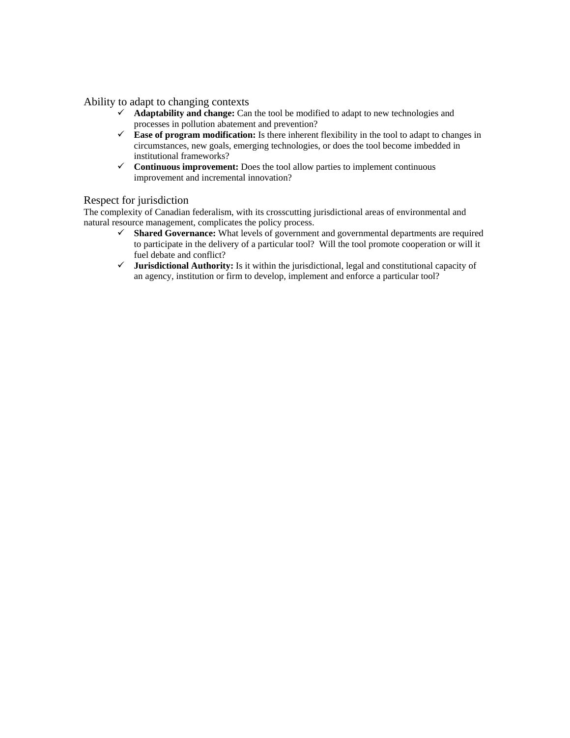## Ability to adapt to changing contexts

- ✓ **Adaptability and change:** Can the tool be modified to adapt to new technologies and processes in pollution abatement and prevention?
- ✓ **Ease of program modification:** Is there inherent flexibility in the tool to adapt to changes in circumstances, new goals, emerging technologies, or does the tool become imbedded in institutional frameworks?
- ✓ **Continuous improvement:** Does the tool allow parties to implement continuous improvement and incremental innovation?

## Respect for jurisdiction

The complexity of Canadian federalism, with its crosscutting jurisdictional areas of environmental and natural resource management, complicates the policy process.

- ✓ **Shared Governance:** What levels of government and governmental departments are required to participate in the delivery of a particular tool? Will the tool promote cooperation or will it fuel debate and conflict?
- ✓ **Jurisdictional Authority:** Is it within the jurisdictional, legal and constitutional capacity of an agency, institution or firm to develop, implement and enforce a particular tool?